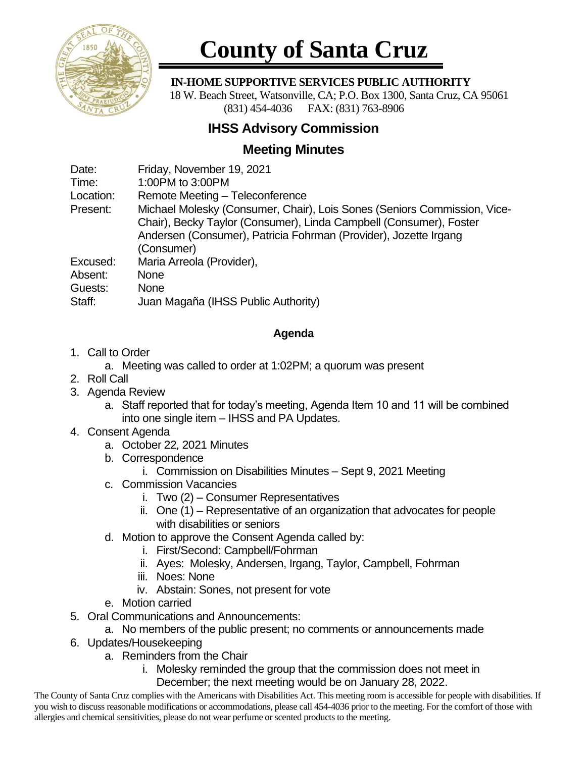# County of Santa Cruz

**IN-HOME SUPPORTIVE SERVICES PUBLIC AUTHORITY**
18 W. Beach Street, Watsonville, CA; P.O. Box 1300, Santa Cruz, CA 95061
(831) 454-4036 FAX: (831) 763-8906

## IHSS Advisory Commission

## Meeting Minutes

Date: Friday, November 19, 2021
Time: 1:00PM to 3:00PM
Location: Remote Meeting – Teleconference
Present: Michael Molesky (Consumer, Chair), Lois Sones (Seniors Commission, Vice-Chair), Becky Taylor (Consumer), Linda Campbell (Consumer), Foster Andersen (Consumer), Patricia Fohrman (Provider), Jozette Irgang (Consumer)
Excused: Maria Arreola (Provider),
Absent: None
Guests: None
Staff: Juan Magaña (IHSS Public Authority)

**Agenda**

1. Call to Order
    a. Meeting was called to order at 1:02PM; a quorum was present
2. Roll Call
3. Agenda Review
    a. Staff reported that for today's meeting, Agenda Item 10 and 11 will be combined into one single item – IHSS and PA Updates.
4. Consent Agenda
    a. October 22, 2021 Minutes
    b. Correspondence
        i. Commission on Disabilities Minutes – Sept 9, 2021 Meeting
    c. Commission Vacancies
        i. Two (2) – Consumer Representatives
        ii. One (1) – Representative of an organization that advocates for people with disabilities or seniors
    d. Motion to approve the Consent Agenda called by:
        i. First/Second: Campbell/Fohrman
        ii. Ayes: Molesky, Andersen, Irgang, Taylor, Campbell, Fohrman
        iii. Noes: None
        iv. Abstain: Sones, not present for vote
    e. Motion carried
5. Oral Communications and Announcements:
    a. No members of the public present; no comments or announcements made
6. Updates/Housekeeping
    a. Reminders from the Chair
        i. Molesky reminded the group that the commission does not meet in December; the next meeting would be on January 28, 2022.

The County of Santa Cruz complies with the Americans with Disabilities Act. This meeting room is accessible for people with disabilities. If you wish to discuss reasonable modifications or accommodations, please call 454-4036 prior to the meeting. For the comfort of those with allergies and chemical sensitivities, please do not wear perfume or scented products to the meeting.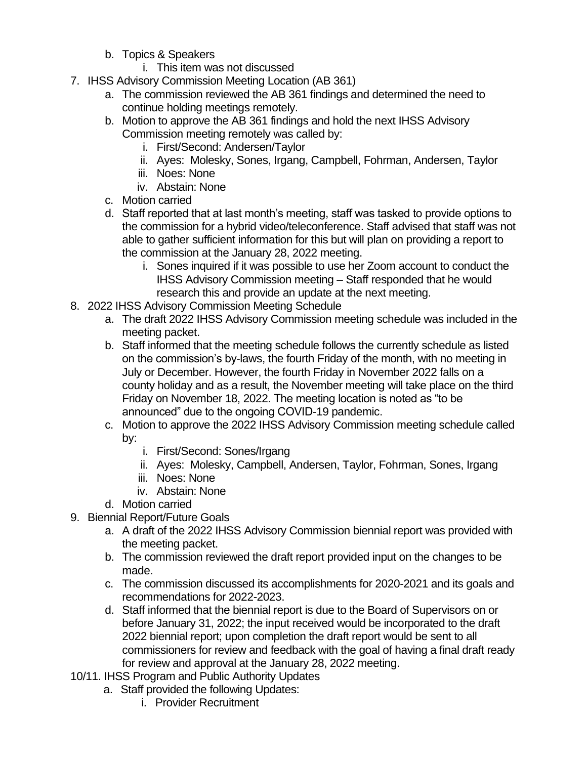b. Topics & Speakers
      i. This item was not discussed

7. IHSS Advisory Commission Meeting Location (AB 361)
   a. The commission reviewed the AB 361 findings and determined the need to continue holding meetings remotely.
   b. Motion to approve the AB 361 findings and hold the next IHSS Advisory Commission meeting remotely was called by:
      i. First/Second: Andersen/Taylor
      ii. Ayes: Molesky, Sones, Irgang, Campbell, Fohrman, Andersen, Taylor
      iii. Noes: None
      iv. Abstain: None
   c. Motion carried
   d. Staff reported that at last month's meeting, staff was tasked to provide options to the commission for a hybrid video/teleconference. Staff advised that staff was not able to gather sufficient information for this but will plan on providing a report to the commission at the January 28, 2022 meeting.
      i. Sones inquired if it was possible to use her Zoom account to conduct the IHSS Advisory Commission meeting – Staff responded that he would research this and provide an update at the next meeting.

8. 2022 IHSS Advisory Commission Meeting Schedule
   a. The draft 2022 IHSS Advisory Commission meeting schedule was included in the meeting packet.
   b. Staff informed that the meeting schedule follows the currently schedule as listed on the commission's by-laws, the fourth Friday of the month, with no meeting in July or December. However, the fourth Friday in November 2022 falls on a county holiday and as a result, the November meeting will take place on the third Friday on November 18, 2022. The meeting location is noted as "to be announced" due to the ongoing COVID-19 pandemic.
   c. Motion to approve the 2022 IHSS Advisory Commission meeting schedule called by:
      i. First/Second: Sones/Irgang
      ii. Ayes: Molesky, Campbell, Andersen, Taylor, Fohrman, Sones, Irgang
      iii. Noes: None
      iv. Abstain: None
   d. Motion carried

9. Biennial Report/Future Goals
   a. A draft of the 2022 IHSS Advisory Commission biennial report was provided with the meeting packet.
   b. The commission reviewed the draft report provided input on the changes to be made.
   c. The commission discussed its accomplishments for 2020-2021 and its goals and recommendations for 2022-2023.
   d. Staff informed that the biennial report is due to the Board of Supervisors on or before January 31, 2022; the input received would be incorporated to the draft 2022 biennial report; upon completion the draft report would be sent to all commissioners for review and feedback with the goal of having a final draft ready for review and approval at the January 28, 2022 meeting.

10/11. IHSS Program and Public Authority Updates
   a. Staff provided the following Updates:
      i. Provider Recruitment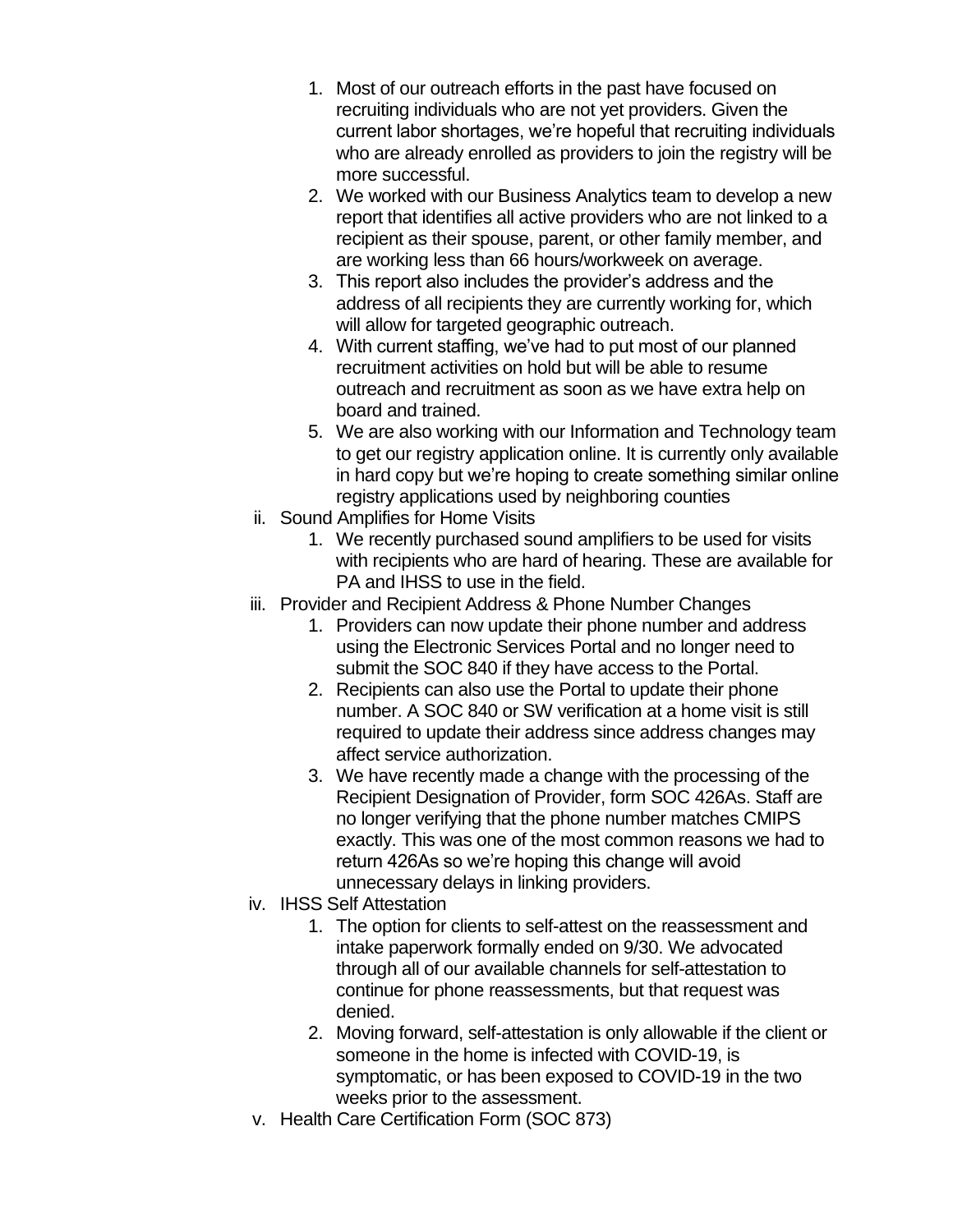1. Most of our outreach efforts in the past have focused on recruiting individuals who are not yet providers. Given the current labor shortages, we're hopeful that recruiting individuals who are already enrolled as providers to join the registry will be more successful.
2. We worked with our Business Analytics team to develop a new report that identifies all active providers who are not linked to a recipient as their spouse, parent, or other family member, and are working less than 66 hours/workweek on average.
3. This report also includes the provider's address and the address of all recipients they are currently working for, which will allow for targeted geographic outreach.
4. With current staffing, we've had to put most of our planned recruitment activities on hold but will be able to resume outreach and recruitment as soon as we have extra help on board and trained.
5. We are also working with our Information and Technology team to get our registry application online. It is currently only available in hard copy but we're hoping to create something similar online registry applications used by neighboring counties

ii. Sound Amplifies for Home Visits

1. We recently purchased sound amplifiers to be used for visits with recipients who are hard of hearing. These are available for PA and IHSS to use in the field.

iii. Provider and Recipient Address & Phone Number Changes

1. Providers can now update their phone number and address using the Electronic Services Portal and no longer need to submit the SOC 840 if they have access to the Portal.
2. Recipients can also use the Portal to update their phone number. A SOC 840 or SW verification at a home visit is still required to update their address since address changes may affect service authorization.
3. We have recently made a change with the processing of the Recipient Designation of Provider, form SOC 426As. Staff are no longer verifying that the phone number matches CMIPS exactly. This was one of the most common reasons we had to return 426As so we're hoping this change will avoid unnecessary delays in linking providers.

iv. IHSS Self Attestation

1. The option for clients to self-attest on the reassessment and intake paperwork formally ended on 9/30. We advocated through all of our available channels for self-attestation to continue for phone reassessments, but that request was denied.
2. Moving forward, self-attestation is only allowable if the client or someone in the home is infected with COVID-19, is symptomatic, or has been exposed to COVID-19 in the two weeks prior to the assessment.

v. Health Care Certification Form (SOC 873)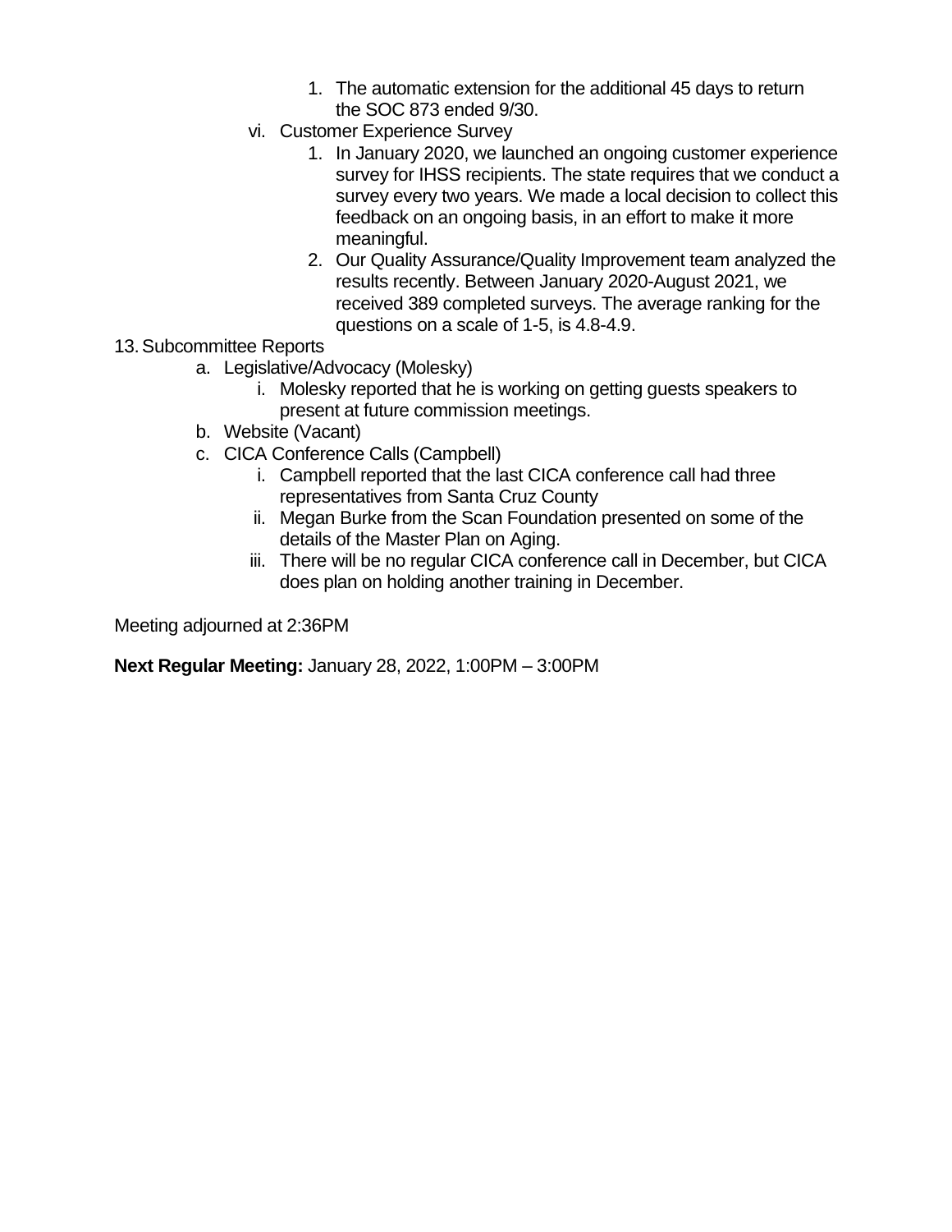1. The automatic extension for the additional 45 days to return the SOC 873 ended 9/30.

    vi. Customer Experience Survey

        1. In January 2020, we launched an ongoing customer experience survey for IHSS recipients. The state requires that we conduct a survey every two years. We made a local decision to collect this feedback on an ongoing basis, in an effort to make it more meaningful.
        2. Our Quality Assurance/Quality Improvement team analyzed the results recently. Between January 2020-August 2021, we received 389 completed surveys. The average ranking for the questions on a scale of 1-5, is 4.8-4.9.

13. Subcommittee Reports
    a. Legislative/Advocacy (Molesky)
        i. Molesky reported that he is working on getting guests speakers to present at future commission meetings.
    b. Website (Vacant)
    c. CICA Conference Calls (Campbell)
        i. Campbell reported that the last CICA conference call had three representatives from Santa Cruz County
        ii. Megan Burke from the Scan Foundation presented on some of the details of the Master Plan on Aging.
        iii. There will be no regular CICA conference call in December, but CICA does plan on holding another training in December.

Meeting adjourned at 2:36PM

**Next Regular Meeting:** January 28, 2022, 1:00PM – 3:00PM